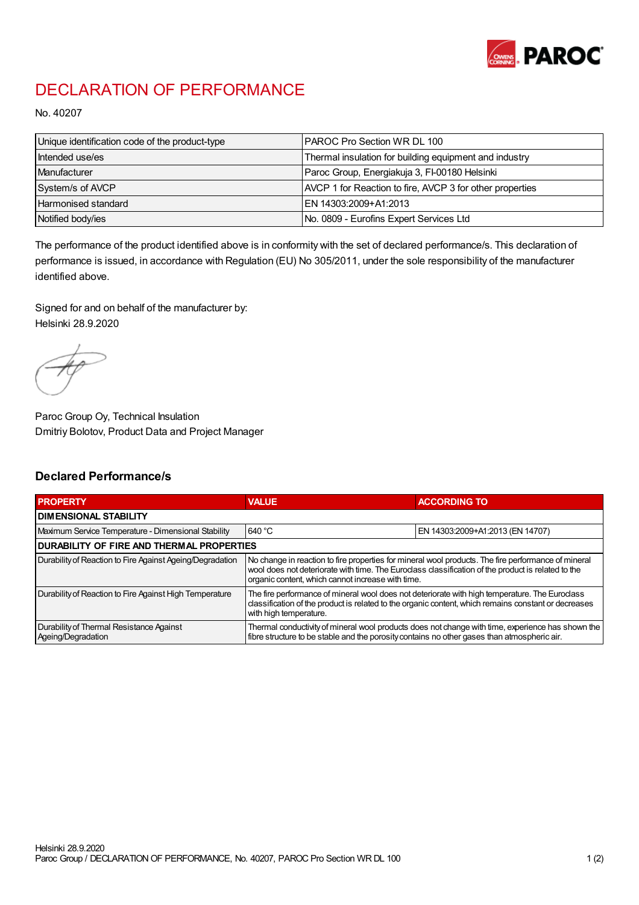# DECLARATION OF PERFORMANCE

No. 40207

| Unique identification code of the product-type | PAROC Pro Section WR DL 100 |
|---|---|
| Intended use/es | Thermal insulation for building equipment and industry |
| Manufacturer | Paroc Group, Energiakuja 3, FI-00180 Helsinki |
| System/s of AVCP | AVCP 1 for Reaction to fire, AVCP 3 for other properties |
| Harmonised standard | EN 14303:2009+A1:2013 |
| Notified body/ies | No. 0809 - Eurofins Expert Services Ltd |

The performance of the product identified above is in conformity with the set of declared performance/s. This declaration of performance is issued, in accordance with Regulation (EU) No 305/2011, under the sole responsibility of the manufacturer identified above.

Signed for and on behalf of the manufacturer by:
Helsinki 28.9.2020

Paroc Group Oy, Technical Insulation
Dmitriy Bolotov, Product Data and Project Manager

## Declared Performance/s

| PROPERTY | VALUE | ACCORDING TO |
|---|---|---|
| **DIMENSIONAL STABILITY** | | |
| Maximum Service Temperature - Dimensional Stability | 640 °C | EN 14303:2009+A1:2013 (EN 14707) |
| **DURABILITY OF FIRE AND THERMAL PROPERTIES** | | |
| Durability of Reaction to Fire Against Ageing/Degradation | No change in reaction to fire properties for mineral wool products. The fire performance of mineral wool does not deteriorate with time. The Euroclass classification of the product is related to the organic content, which cannot increase with time. | |
| Durability of Reaction to Fire Against High Temperature | The fire performance of mineral wool does not deteriorate with high temperature. The Euroclass classification of the product is related to the organic content, which remains constant or decreases with high temperature. | |
| Durability of Thermal Resistance Against Ageing/Degradation | Thermal conductivity of mineral wool products does not change with time, experience has shown the fibre structure to be stable and the porosity contains no other gases than atmospheric air. | |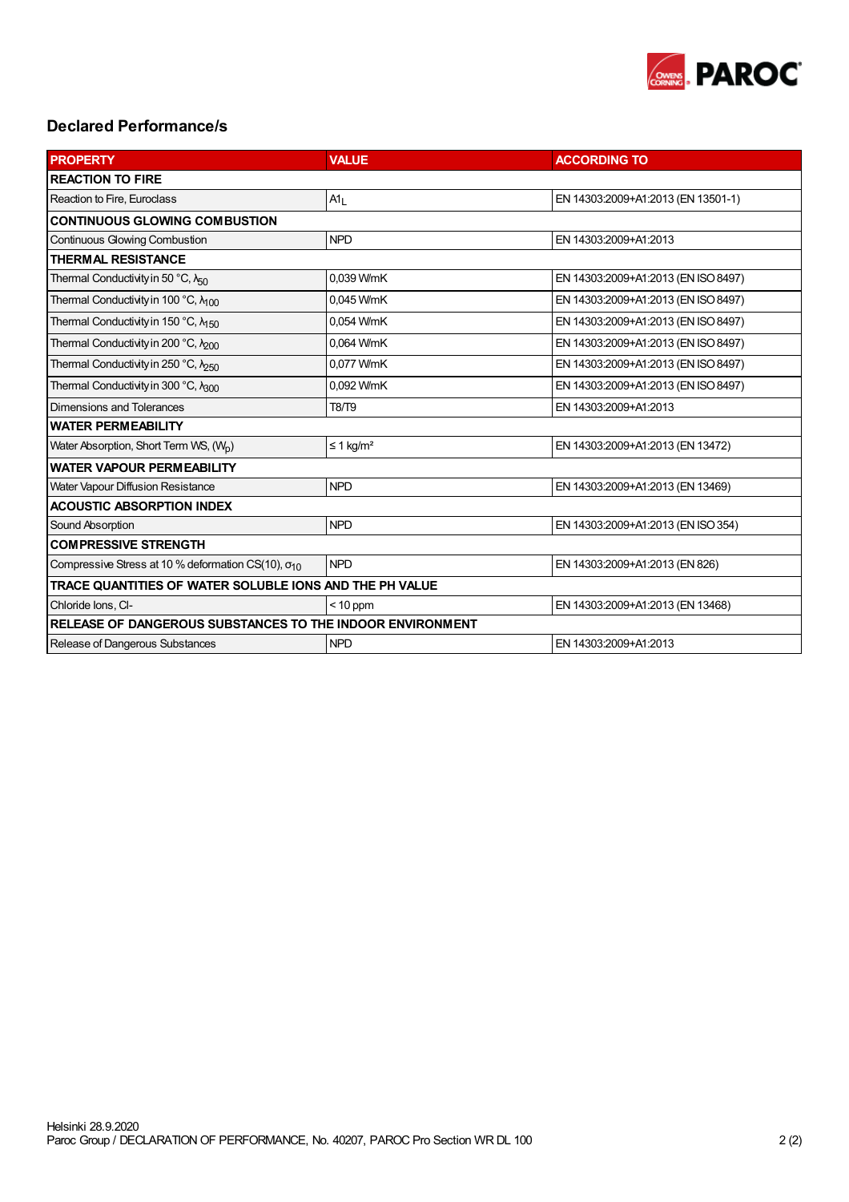## Declared Performance/s

| PROPERTY | VALUE | ACCORDING TO |
|---|---|---|
| **REACTION TO FIRE** | | |
| Reaction to Fire, Euroclass | $A1_L$ | EN 14303:2009+A1:2013 (EN 13501-1) |
| **CONTINUOUS GLOWING COMBUSTION** | | |
| Continuous Glowing Combustion | NPD | EN 14303:2009+A1:2013 |
| **THERMAL RESISTANCE** | | |
| Thermal Conductivity in 50 °C, $\lambda_{50}$ | 0,039 W/mK | EN 14303:2009+A1:2013 (EN ISO 8497) |
| Thermal Conductivity in 100 °C, $\lambda_{100}$ | 0,045 W/mK | EN 14303:2009+A1:2013 (EN ISO 8497) |
| Thermal Conductivity in 150 °C, $\lambda_{150}$ | 0,054 W/mK | EN 14303:2009+A1:2013 (EN ISO 8497) |
| Thermal Conductivity in 200 °C, $\lambda_{200}$ | 0,064 W/mK | EN 14303:2009+A1:2013 (EN ISO 8497) |
| Thermal Conductivity in 250 °C, $\lambda_{250}$ | 0,077 W/mK | EN 14303:2009+A1:2013 (EN ISO 8497) |
| Thermal Conductivity in 300 °C, $\lambda_{300}$ | 0,092 W/mK | EN 14303:2009+A1:2013 (EN ISO 8497) |
| Dimensions and Tolerances | T8/T9 | EN 14303:2009+A1:2013 |
| **WATER PERMEABILITY** | | |
| Water Absorption, Short Term WS, ($W_p$) | ≤ 1 kg/m² | EN 14303:2009+A1:2013 (EN 13472) |
| **WATER VAPOUR PERMEABILITY** | | |
| Water Vapour Diffusion Resistance | NPD | EN 14303:2009+A1:2013 (EN 13469) |
| **ACOUSTIC ABSORPTION INDEX** | | |
| Sound Absorption | NPD | EN 14303:2009+A1:2013 (EN ISO 354) |
| **COMPRESSIVE STRENGTH** | | |
| Compressive Stress at 10 % deformation CS(10), $\sigma_{10}$ | NPD | EN 14303:2009+A1:2013 (EN 826) |
| **TRACE QUANTITIES OF WATER SOLUBLE IONS AND THE PH VALUE** | | |
| Chloride Ions, Cl- | < 10 ppm | EN 14303:2009+A1:2013 (EN 13468) |
| **RELEASE OF DANGEROUS SUBSTANCES TO THE INDOOR ENVIRONMENT** | | |
| Release of Dangerous Substances | NPD | EN 14303:2009+A1:2013 |

Helsinki 28.9.2020
Paroc Group / DECLARATION OF PERFORMANCE, No. 40207, PAROC Pro Section WR DL 100